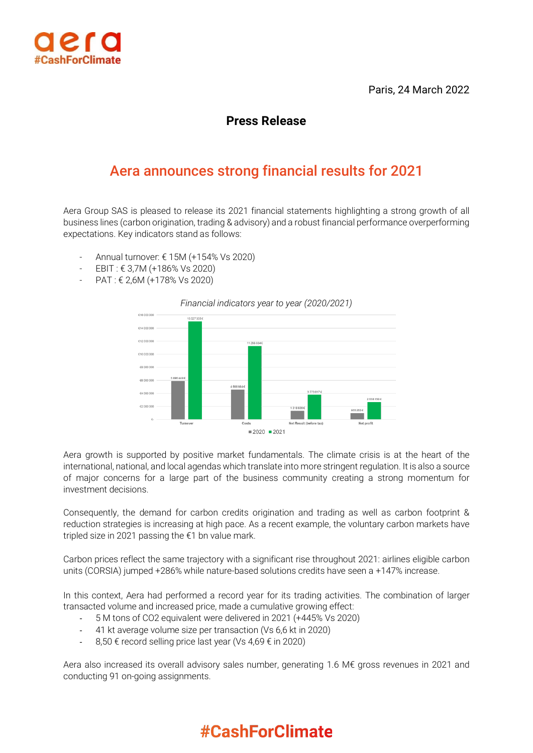aera
#CashForClimate

Paris, 24 March 2022

**Press Release**

# Aera announces strong financial results for 2021

Aera Group SAS is pleased to release its 2021 financial statements highlighting a strong growth of all business lines (carbon origination, trading & advisory) and a robust financial performance overperforming expectations. Key indicators stand as follows:

- Annual turnover: € 15M (+154% Vs 2020)
- EBIT : € 3,7M (+186% Vs 2020)
- PAT : € 2,6M (+178% Vs 2020)

*Financial indicators year to year (2020/2021)*

| | 2020 | 2021 |
|---|---|---|
| Turnover | 5 890 449 € | 15 027 339 € |
| Costs | 4 568 684 € | 11 255 664 € |
| Net Result (before tax) | 1 318 836 € | 3 773 617 € |
| Net profit | 955 253 € | 2 638 150 € |

Aera growth is supported by positive market fundamentals. The climate crisis is at the heart of the international, national, and local agendas which translate into more stringent regulation. It is also a source of major concerns for a large part of the business community creating a strong momentum for investment decisions.

Consequently, the demand for carbon credits origination and trading as well as carbon footprint & reduction strategies is increasing at high pace. As a recent example, the voluntary carbon markets have tripled size in 2021 passing the €1 bn value mark.

Carbon prices reflect the same trajectory with a significant rise throughout 2021: airlines eligible carbon units (CORSIA) jumped +286% while nature-based solutions credits have seen a +147% increase.

In this context, Aera had performed a record year for its trading activities. The combination of larger transacted volume and increased price, made a cumulative growing effect:

- 5 M tons of CO2 equivalent were delivered in 2021 (+445% Vs 2020)
- 41 kt average volume size per transaction (Vs 6,6 kt in 2020)
- 8,50 € record selling price last year (Vs 4,69 € in 2020)

Aera also increased its overall advisory sales number, generating 1.6 M€ gross revenues in 2021 and conducting 91 on-going assignments.

#CashForClimate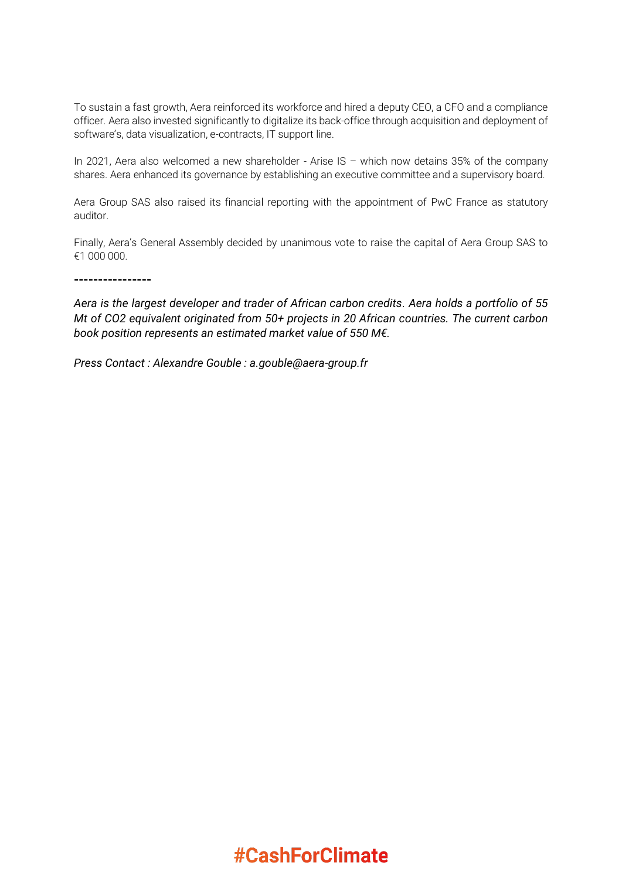To sustain a fast growth, Aera reinforced its workforce and hired a deputy CEO, a CFO and a compliance officer. Aera also invested significantly to digitalize its back-office through acquisition and deployment of software's, data visualization, e-contracts, IT support line.

In 2021, Aera also welcomed a new shareholder - Arise IS – which now detains 35% of the company shares. Aera enhanced its governance by establishing an executive committee and a supervisory board.

Aera Group SAS also raised its financial reporting with the appointment of PwC France as statutory auditor.

Finally, Aera's General Assembly decided by unanimous vote to raise the capital of Aera Group SAS to €1 000 000.

**----------------**

*Aera is the largest developer and trader of African carbon credits. Aera holds a portfolio of 55 Mt of CO2 equivalent originated from 50+ projects in 20 African countries. The current carbon book position represents an estimated market value of 550 M€.*

*Press Contact : Alexandre Gouble : a.gouble@aera-group.fr*

**#CashForClimate**